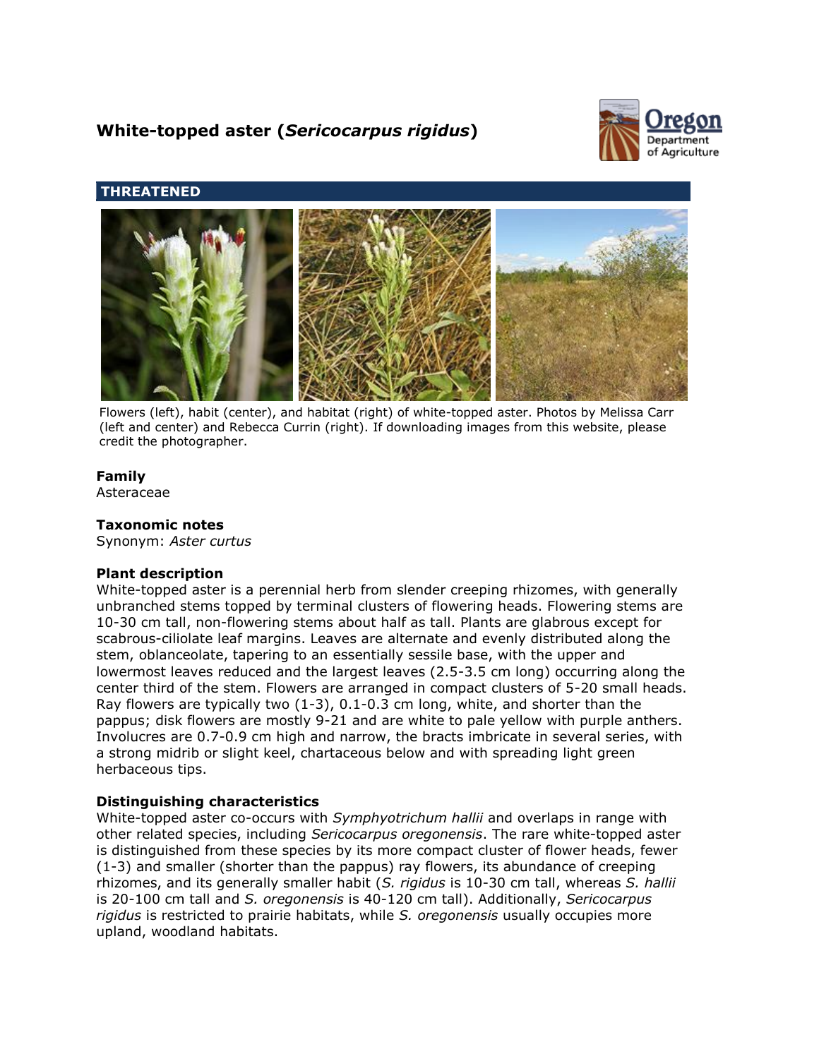# White-topped aster (*Sericocarpus rigidus*)

**THREATENED**

Flowers (left), habit (center), and habitat (right) of white-topped aster. Photos by Melissa Carr (left and center) and Rebecca Currin (right). If downloading images from this website, please credit the photographer.

### Family

Asteraceae

### Taxonomic notes

Synonym: *Aster curtus*

### Plant description

White-topped aster is a perennial herb from slender creeping rhizomes, with generally unbranched stems topped by terminal clusters of flowering heads. Flowering stems are 10-30 cm tall, non-flowering stems about half as tall. Plants are glabrous except for scabrous-ciliolate leaf margins. Leaves are alternate and evenly distributed along the stem, oblanceolate, tapering to an essentially sessile base, with the upper and lowermost leaves reduced and the largest leaves (2.5-3.5 cm long) occurring along the center third of the stem. Flowers are arranged in compact clusters of 5-20 small heads. Ray flowers are typically two (1-3), 0.1-0.3 cm long, white, and shorter than the pappus; disk flowers are mostly 9-21 and are white to pale yellow with purple anthers. Involucres are 0.7-0.9 cm high and narrow, the bracts imbricate in several series, with a strong midrib or slight keel, chartaceous below and with spreading light green herbaceous tips.

### Distinguishing characteristics

White-topped aster co-occurs with *Symphyotrichum hallii* and overlaps in range with other related species, including *Sericocarpus oregonensis*. The rare white-topped aster is distinguished from these species by its more compact cluster of flower heads, fewer (1-3) and smaller (shorter than the pappus) ray flowers, its abundance of creeping rhizomes, and its generally smaller habit (*S. rigidus* is 10-30 cm tall, whereas *S. hallii* is 20-100 cm tall and *S. oregonensis* is 40-120 cm tall). Additionally, *Sericocarpus rigidus* is restricted to prairie habitats, while *S. oregonensis* usually occupies more upland, woodland habitats.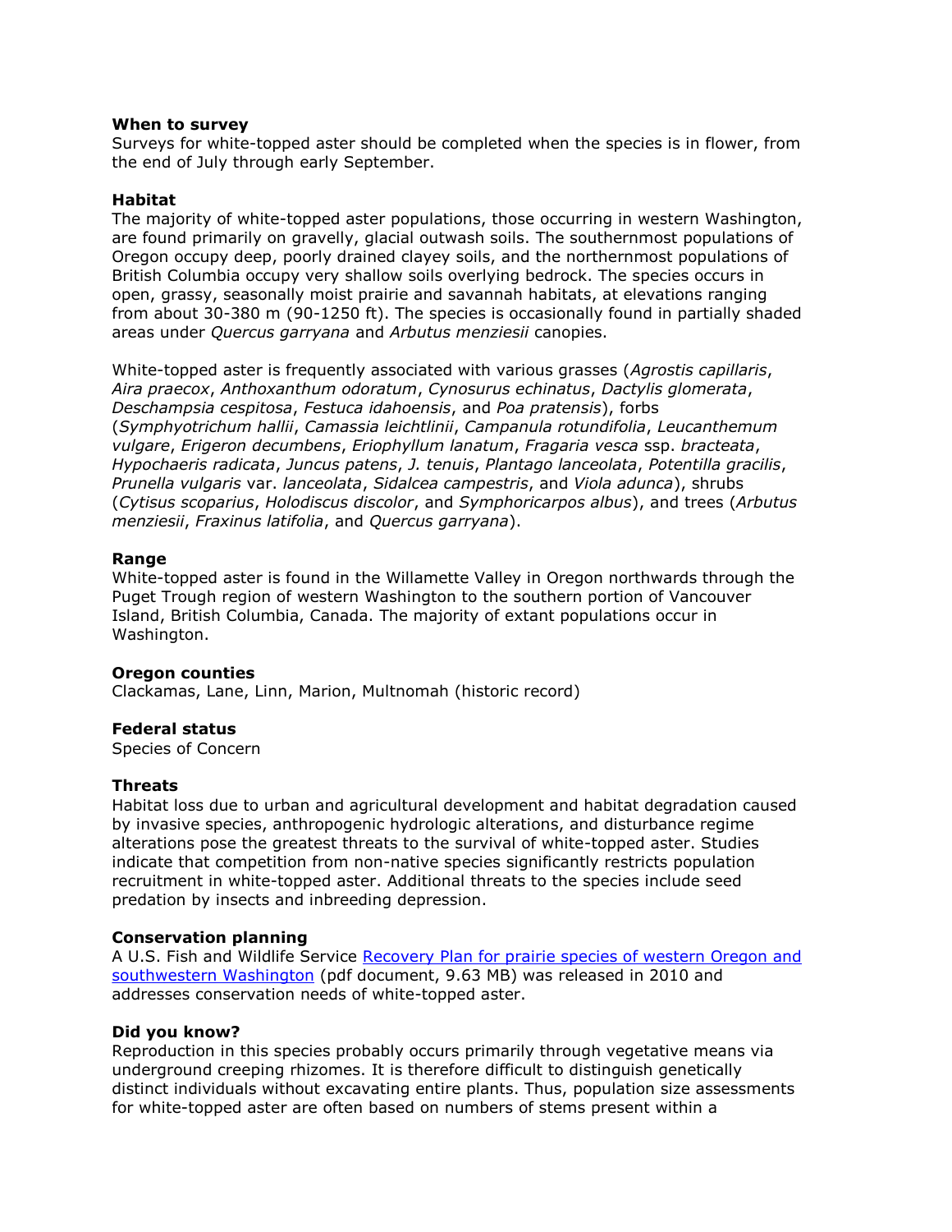**When to survey**

Surveys for white-topped aster should be completed when the species is in flower, from the end of July through early September.

**Habitat**

The majority of white-topped aster populations, those occurring in western Washington, are found primarily on gravelly, glacial outwash soils. The southernmost populations of Oregon occupy deep, poorly drained clayey soils, and the northernmost populations of British Columbia occupy very shallow soils overlying bedrock. The species occurs in open, grassy, seasonally moist prairie and savannah habitats, at elevations ranging from about 30-380 m (90-1250 ft). The species is occasionally found in partially shaded areas under *Quercus garryana* and *Arbutus menziesii* canopies.

White-topped aster is frequently associated with various grasses (*Agrostis capillaris*, *Aira praecox*, *Anthoxanthum odoratum*, *Cynosurus echinatus*, *Dactylis glomerata*, *Deschampsia cespitosa*, *Festuca idahoensis*, and *Poa pratensis*), forbs (*Symphyotrichum hallii*, *Camassia leichtlinii*, *Campanula rotundifolia*, *Leucanthemum vulgare*, *Erigeron decumbens*, *Eriophyllum lanatum*, *Fragaria vesca* ssp. *bracteata*, *Hypochaeris radicata*, *Juncus patens*, *J. tenuis*, *Plantago lanceolata*, *Potentilla gracilis*, *Prunella vulgaris* var. *lanceolata*, *Sidalcea campestris*, and *Viola adunca*), shrubs (*Cytisus scoparius*, *Holodiscus discolor*, and *Symphoricarpos albus*), and trees (*Arbutus menziesii*, *Fraxinus latifolia*, and *Quercus garryana*).

**Range**

White-topped aster is found in the Willamette Valley in Oregon northwards through the Puget Trough region of western Washington to the southern portion of Vancouver Island, British Columbia, Canada. The majority of extant populations occur in Washington.

**Oregon counties**

Clackamas, Lane, Linn, Marion, Multnomah (historic record)

**Federal status**

Species of Concern

**Threats**

Habitat loss due to urban and agricultural development and habitat degradation caused by invasive species, anthropogenic hydrologic alterations, and disturbance regime alterations pose the greatest threats to the survival of white-topped aster. Studies indicate that competition from non-native species significantly restricts population recruitment in white-topped aster. Additional threats to the species include seed predation by insects and inbreeding depression.

**Conservation planning**

A U.S. Fish and Wildlife Service [Recovery Plan for prairie species of western Oregon and southwestern Washington] (pdf document, 9.63 MB) was released in 2010 and addresses conservation needs of white-topped aster.

**Did you know?**

Reproduction in this species probably occurs primarily through vegetative means via underground creeping rhizomes. It is therefore difficult to distinguish genetically distinct individuals without excavating entire plants. Thus, population size assessments for white-topped aster are often based on numbers of stems present within a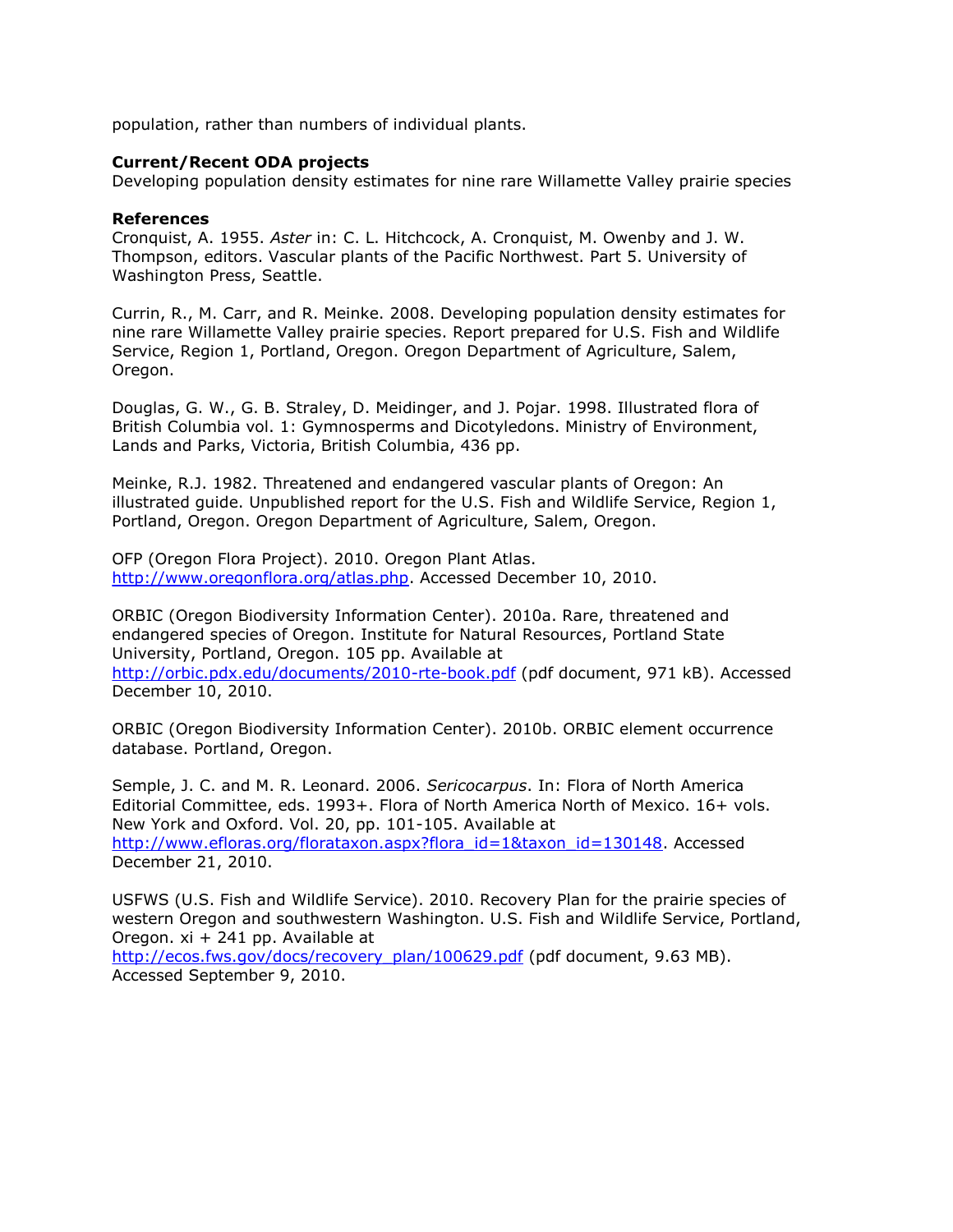population, rather than numbers of individual plants.

**Current/Recent ODA projects**
Developing population density estimates for nine rare Willamette Valley prairie species

**References**
Cronquist, A. 1955. *Aster* in: C. L. Hitchcock, A. Cronquist, M. Owenby and J. W. Thompson, editors. Vascular plants of the Pacific Northwest. Part 5. University of Washington Press, Seattle.

Currin, R., M. Carr, and R. Meinke. 2008. Developing population density estimates for nine rare Willamette Valley prairie species. Report prepared for U.S. Fish and Wildlife Service, Region 1, Portland, Oregon. Oregon Department of Agriculture, Salem, Oregon.

Douglas, G. W., G. B. Straley, D. Meidinger, and J. Pojar. 1998. Illustrated flora of British Columbia vol. 1: Gymnosperms and Dicotyledons. Ministry of Environment, Lands and Parks, Victoria, British Columbia, 436 pp.

Meinke, R.J. 1982. Threatened and endangered vascular plants of Oregon: An illustrated guide. Unpublished report for the U.S. Fish and Wildlife Service, Region 1, Portland, Oregon. Oregon Department of Agriculture, Salem, Oregon.

OFP (Oregon Flora Project). 2010. Oregon Plant Atlas. http://www.oregonflora.org/atlas.php. Accessed December 10, 2010.

ORBIC (Oregon Biodiversity Information Center). 2010a. Rare, threatened and endangered species of Oregon. Institute for Natural Resources, Portland State University, Portland, Oregon. 105 pp. Available at http://orbic.pdx.edu/documents/2010-rte-book.pdf (pdf document, 971 kB). Accessed December 10, 2010.

ORBIC (Oregon Biodiversity Information Center). 2010b. ORBIC element occurrence database. Portland, Oregon.

Semple, J. C. and M. R. Leonard. 2006. *Sericocarpus*. In: Flora of North America Editorial Committee, eds. 1993+. Flora of North America North of Mexico. 16+ vols. New York and Oxford. Vol. 20, pp. 101-105. Available at http://www.efloras.org/florataxon.aspx?flora_id=1&taxon_id=130148. Accessed December 21, 2010.

USFWS (U.S. Fish and Wildlife Service). 2010. Recovery Plan for the prairie species of western Oregon and southwestern Washington. U.S. Fish and Wildlife Service, Portland, Oregon. xi + 241 pp. Available at http://ecos.fws.gov/docs/recovery_plan/100629.pdf (pdf document, 9.63 MB). Accessed September 9, 2010.